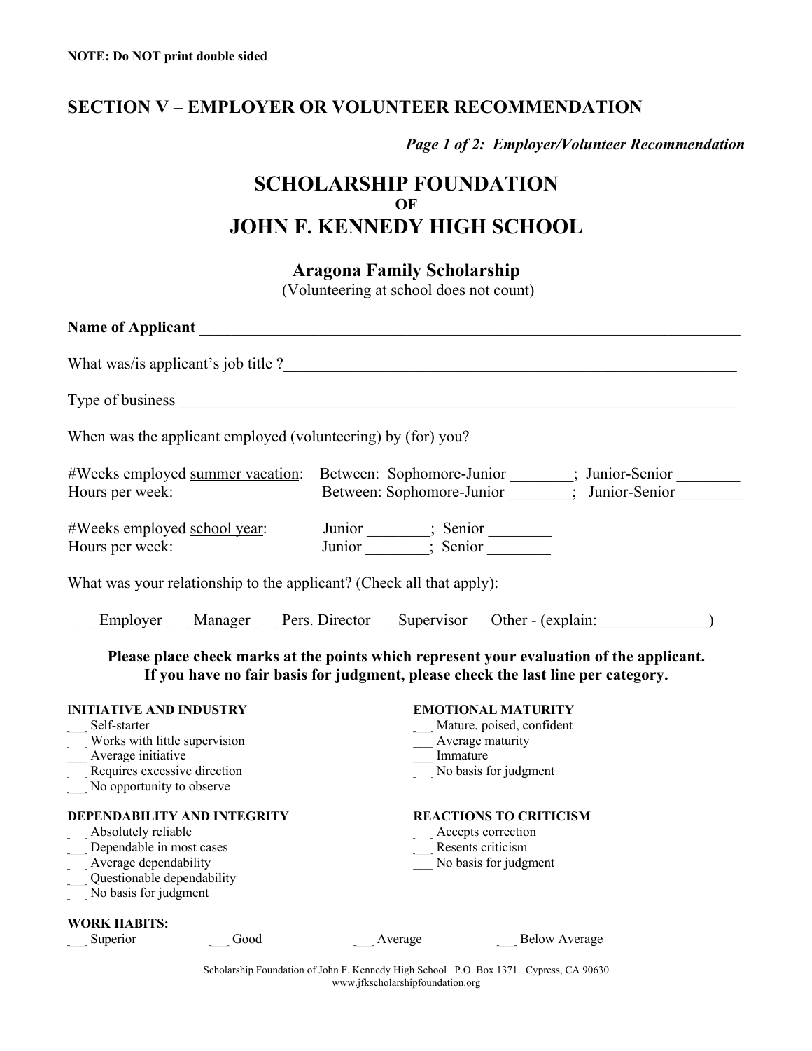**NOTE: Do NOT print double sided**

## SECTION V – EMPLOYER OR VOLUNTEER RECOMMENDATION

***Page 1 of 2: Employer/Volunteer Recommendation***

# SCHOLARSHIP FOUNDATION
**OF**
# JOHN F. KENNEDY HIGH SCHOOL

### Aragona Family Scholarship
(Volunteering at school does not count)

**Name of Applicant** ______________________________________________________________________

What was/is applicant's job title ?____________________________________________________________

Type of business ________________________________________________________________________

When was the applicant employed (volunteering) by (for) you?

#Weeks employed summer vacation: Between: Sophomore-Junior ________; Junior-Senior ________
Hours per week: Between: Sophomore-Junior ________; Junior-Senior ________

#Weeks employed school year: Junior ________; Senior ________
Hours per week: Junior ________; Senior ________

What was your relationship to the applicant? (Check all that apply):

___ Employer ___ Manager ___ Pers. Director ___ Supervisor ___ Other - (explain:______________)

**Please place check marks at the points which represent your evaluation of the applicant. If you have no fair basis for judgment, please check the last line per category.**

**INITIATIVE AND INDUSTRY**
- ___ Self-starter
- ___ Works with little supervision
- ___ Average initiative
- ___ Requires excessive direction
- ___ No opportunity to observe

**EMOTIONAL MATURITY**
- ___ Mature, poised, confident
- ___ Average maturity
- ___ Immature
- ___ No basis for judgment

**DEPENDABILITY AND INTEGRITY**
- ___ Absolutely reliable
- ___ Dependable in most cases
- ___ Average dependability
- ___ Questionable dependability
- ___ No basis for judgment

**REACTIONS TO CRITICISM**
- ___ Accepts correction
- ___ Resents criticism
- ___ No basis for judgment

**WORK HABITS:**
___ Superior ___ Good ___ Average ___ Below Average

Scholarship Foundation of John F. Kennedy High School P.O. Box 1371 Cypress, CA 90630
www.jfkscholarshipfoundation.org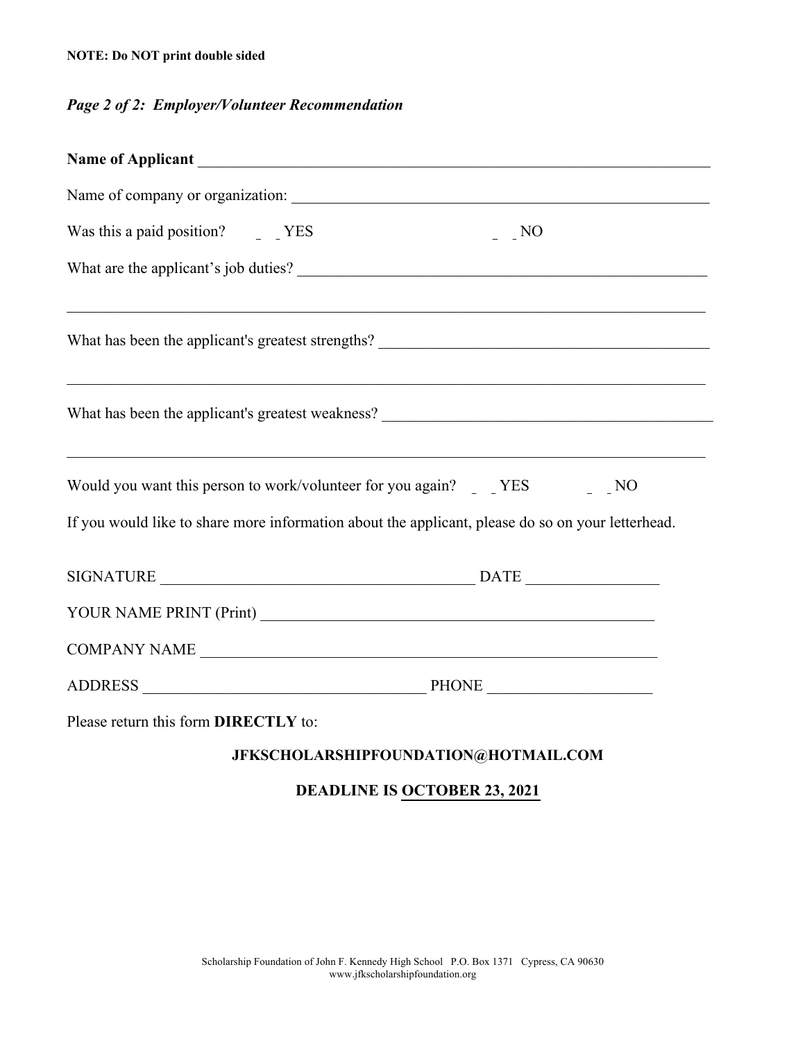**NOTE: Do NOT print double sided**

***Page 2 of 2: Employer/Volunteer Recommendation***

**Name of Applicant** ______________________________________________________________

Name of company or organization: _______________________________________________

Was this a paid position? ___ YES ___ NO

What are the applicant's job duties? ______________________________________________

_____________________________________________________________________________

What has been the applicant's greatest strengths? ___________________________________

_____________________________________________________________________________

What has been the applicant's greatest weakness? ___________________________________

_____________________________________________________________________________

Would you want this person to work/volunteer for you again? ___ YES ___ NO

If you would like to share more information about the applicant, please do so on your letterhead.

SIGNATURE _____________________________________ DATE ________________

YOUR NAME PRINT (Print) ________________________________________________

COMPANY NAME _________________________________________________________

ADDRESS __________________________________ PHONE ___________________

Please return this form **DIRECTLY** to:

**JFKSCHOLARSHIPFOUNDATION@HOTMAIL.COM**

**DEADLINE IS OCTOBER 23, 2021**

Scholarship Foundation of John F. Kennedy High School P.O. Box 1371 Cypress, CA 90630
www.jfkscholarshipfoundation.org